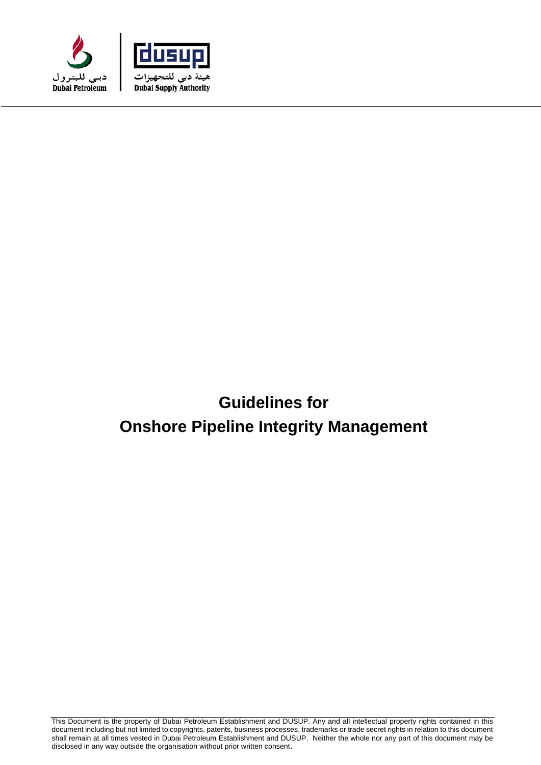دبي للبترول
Dubai Petroleum

dusup
هيئة دبي للتجهيزات
Dubai Supply Authority

# Guidelines for
# Onshore Pipeline Integrity Management

This Document is the property of Dubai Petroleum Establishment and DUSUP. Any and all intellectual property rights contained in this document including but not limited to copyrights, patents, business processes, trademarks or trade secret rights in relation to this document shall remain at all times vested in Dubai Petroleum Establishment and DUSUP. Neither the whole nor any part of this document may be disclosed in any way outside the organisation without prior written consent.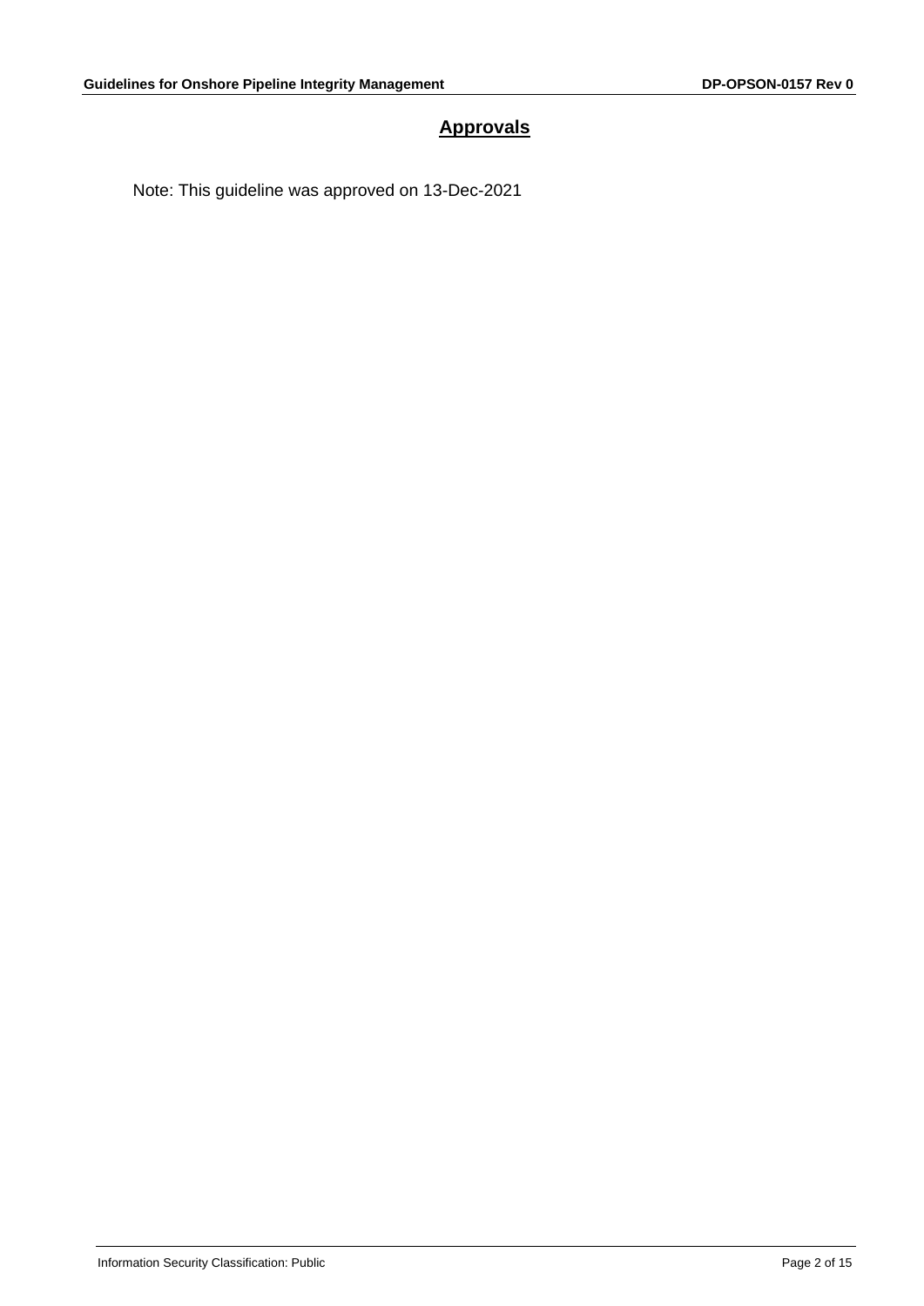## Approvals

Note: This guideline was approved on 13-Dec-2021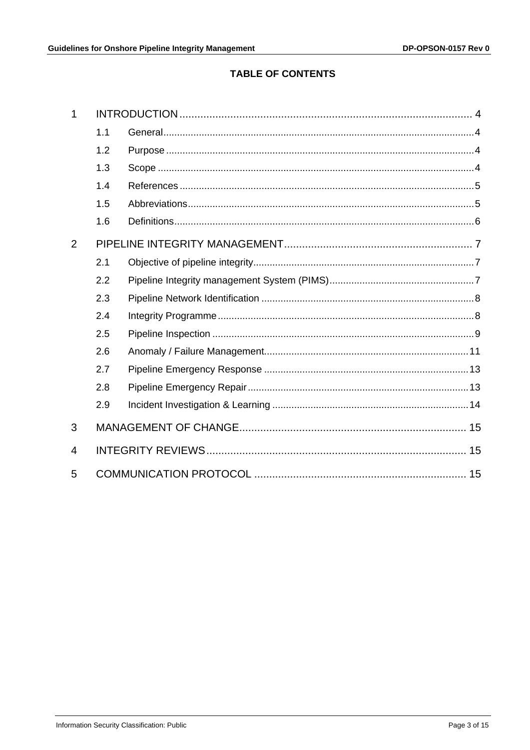**TABLE OF CONTENTS**

1 INTRODUCTION .......... 4
- 1.1 General .......... 4
- 1.2 Purpose .......... 4
- 1.3 Scope .......... 4
- 1.4 References .......... 5
- 1.5 Abbreviations .......... 5
- 1.6 Definitions .......... 6

2 PIPELINE INTEGRITY MANAGEMENT .......... 7
- 2.1 Objective of pipeline integrity .......... 7
- 2.2 Pipeline Integrity management System (PIMS) .......... 7
- 2.3 Pipeline Network Identification .......... 8
- 2.4 Integrity Programme .......... 8
- 2.5 Pipeline Inspection .......... 9
- 2.6 Anomaly / Failure Management .......... 11
- 2.7 Pipeline Emergency Response .......... 13
- 2.8 Pipeline Emergency Repair .......... 13
- 2.9 Incident Investigation & Learning .......... 14

3 MANAGEMENT OF CHANGE .......... 15

4 INTEGRITY REVIEWS .......... 15

5 COMMUNICATION PROTOCOL .......... 15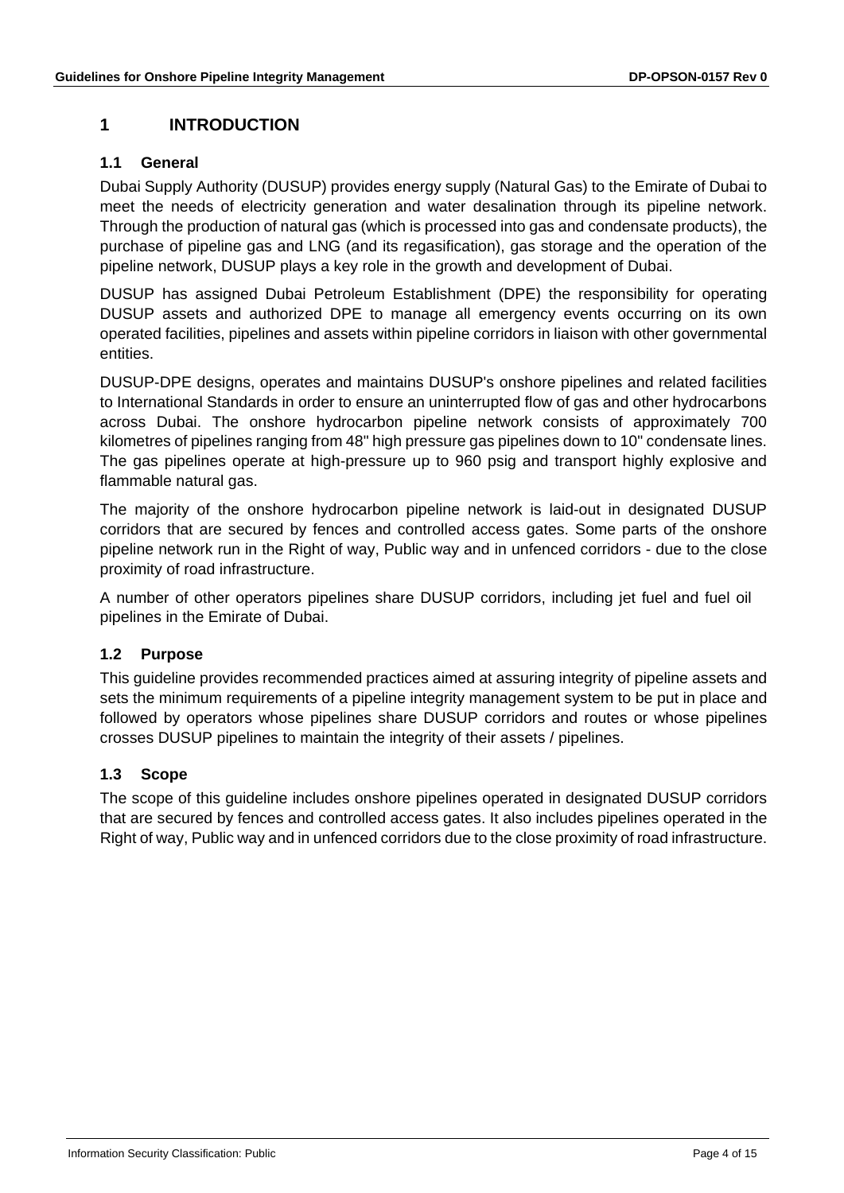# 1 INTRODUCTION

## 1.1 General

Dubai Supply Authority (DUSUP) provides energy supply (Natural Gas) to the Emirate of Dubai to meet the needs of electricity generation and water desalination through its pipeline network. Through the production of natural gas (which is processed into gas and condensate products), the purchase of pipeline gas and LNG (and its regasification), gas storage and the operation of the pipeline network, DUSUP plays a key role in the growth and development of Dubai.

DUSUP has assigned Dubai Petroleum Establishment (DPE) the responsibility for operating DUSUP assets and authorized DPE to manage all emergency events occurring on its own operated facilities, pipelines and assets within pipeline corridors in liaison with other governmental entities.

DUSUP-DPE designs, operates and maintains DUSUP's onshore pipelines and related facilities to International Standards in order to ensure an uninterrupted flow of gas and other hydrocarbons across Dubai. The onshore hydrocarbon pipeline network consists of approximately 700 kilometres of pipelines ranging from 48" high pressure gas pipelines down to 10" condensate lines. The gas pipelines operate at high-pressure up to 960 psig and transport highly explosive and flammable natural gas.

The majority of the onshore hydrocarbon pipeline network is laid-out in designated DUSUP corridors that are secured by fences and controlled access gates. Some parts of the onshore pipeline network run in the Right of way, Public way and in unfenced corridors - due to the close proximity of road infrastructure.

A number of other operators pipelines share DUSUP corridors, including jet fuel and fuel oil pipelines in the Emirate of Dubai.

## 1.2 Purpose

This guideline provides recommended practices aimed at assuring integrity of pipeline assets and sets the minimum requirements of a pipeline integrity management system to be put in place and followed by operators whose pipelines share DUSUP corridors and routes or whose pipelines crosses DUSUP pipelines to maintain the integrity of their assets / pipelines.

## 1.3 Scope

The scope of this guideline includes onshore pipelines operated in designated DUSUP corridors that are secured by fences and controlled access gates. It also includes pipelines operated in the Right of way, Public way and in unfenced corridors due to the close proximity of road infrastructure.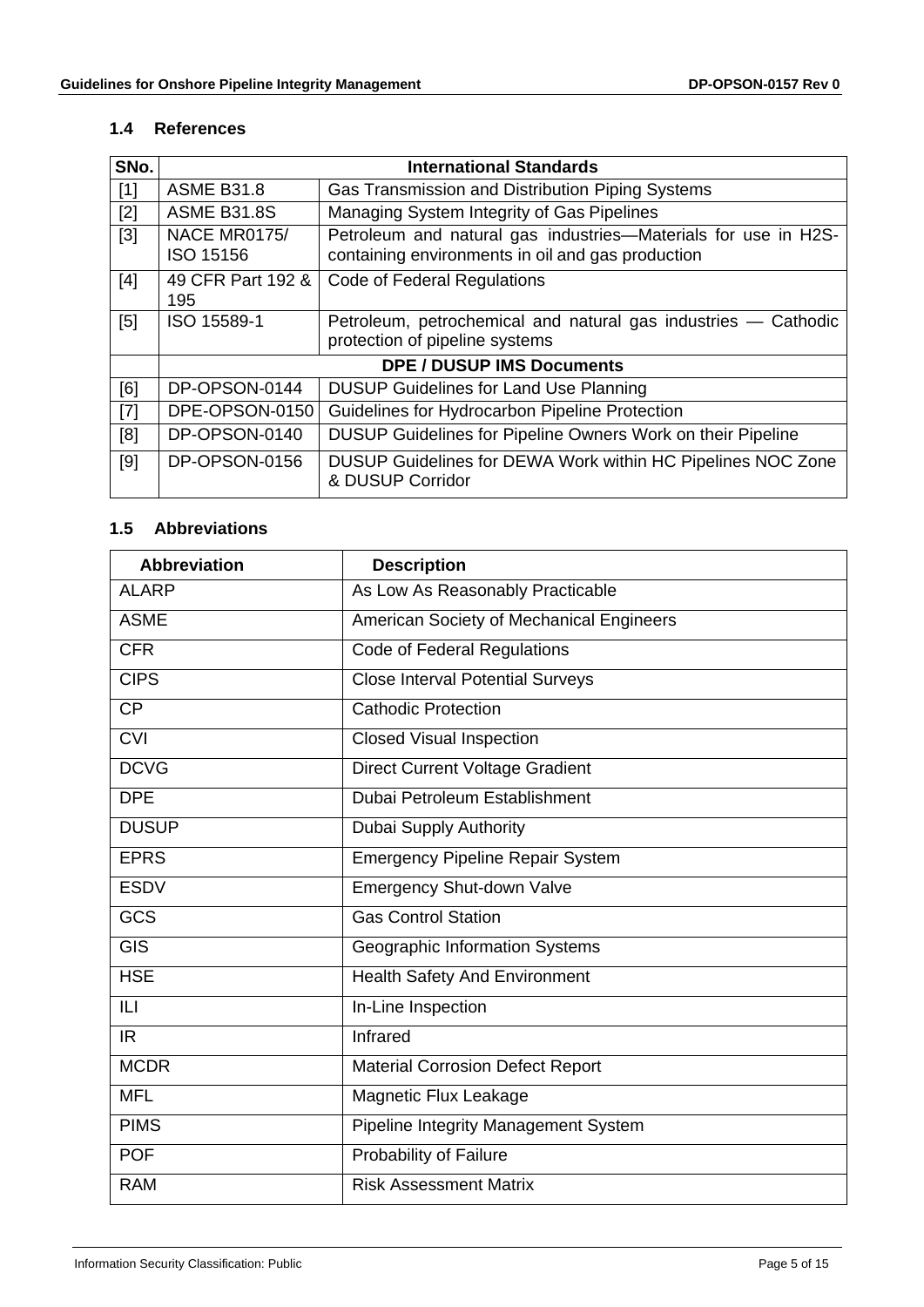### 1.4 References

| SNo. | International Standards | |
|---|---|---|
| [1] | ASME B31.8 | Gas Transmission and Distribution Piping Systems |
| [2] | ASME B31.8S | Managing System Integrity of Gas Pipelines |
| [3] | NACE MR0175/ ISO 15156 | Petroleum and natural gas industries—Materials for use in H2S-containing environments in oil and gas production |
| [4] | 49 CFR Part 192 & 195 | Code of Federal Regulations |
| [5] | ISO 15589-1 | Petroleum, petrochemical and natural gas industries — Cathodic protection of pipeline systems |
| | **DPE / DUSUP IMS Documents** | |
| [6] | DP-OPSON-0144 | DUSUP Guidelines for Land Use Planning |
| [7] | DPE-OPSON-0150 | Guidelines for Hydrocarbon Pipeline Protection |
| [8] | DP-OPSON-0140 | DUSUP Guidelines for Pipeline Owners Work on their Pipeline |
| [9] | DP-OPSON-0156 | DUSUP Guidelines for DEWA Work within HC Pipelines NOC Zone & DUSUP Corridor |

### 1.5 Abbreviations

| Abbreviation | Description |
|---|---|
| ALARP | As Low As Reasonably Practicable |
| ASME | American Society of Mechanical Engineers |
| CFR | Code of Federal Regulations |
| CIPS | Close Interval Potential Surveys |
| CP | Cathodic Protection |
| CVI | Closed Visual Inspection |
| DCVG | Direct Current Voltage Gradient |
| DPE | Dubai Petroleum Establishment |
| DUSUP | Dubai Supply Authority |
| EPRS | Emergency Pipeline Repair System |
| ESDV | Emergency Shut-down Valve |
| GCS | Gas Control Station |
| GIS | Geographic Information Systems |
| HSE | Health Safety And Environment |
| ILI | In-Line Inspection |
| IR | Infrared |
| MCDR | Material Corrosion Defect Report |
| MFL | Magnetic Flux Leakage |
| PIMS | Pipeline Integrity Management System |
| POF | Probability of Failure |
| RAM | Risk Assessment Matrix |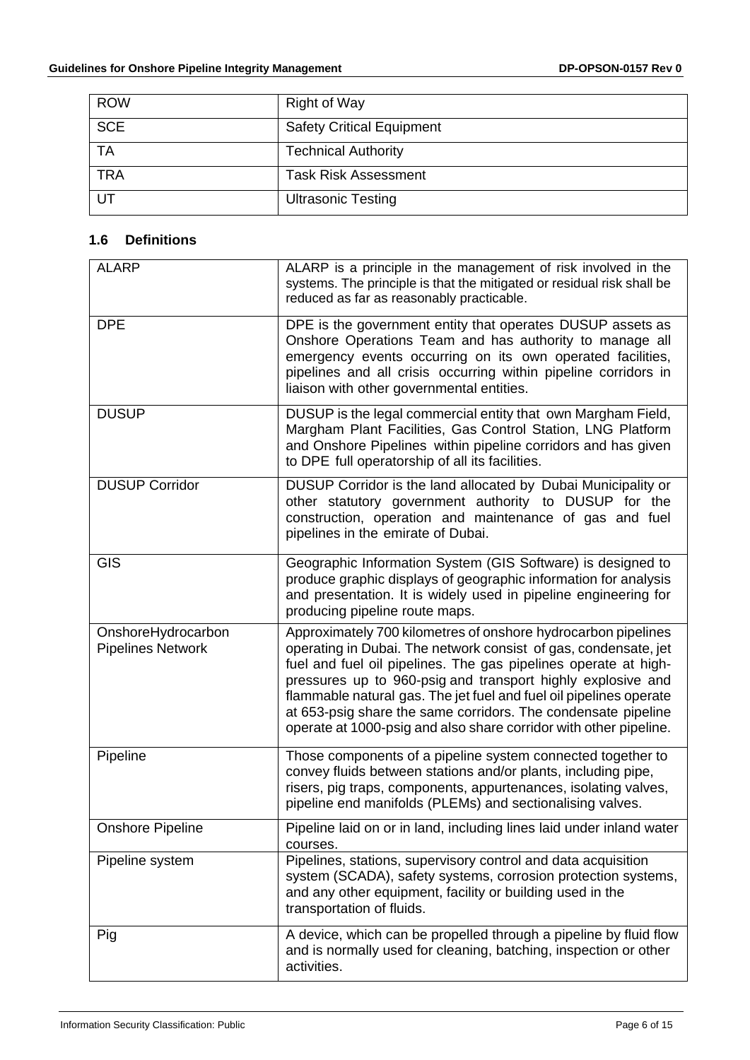| ROW | Right of Way |
|---|---|
| SCE | Safety Critical Equipment |
| TA | Technical Authority |
| TRA | Task Risk Assessment |
| UT | Ultrasonic Testing |

### 1.6 Definitions

| ALARP | ALARP is a principle in the management of risk involved in the systems. The principle is that the mitigated or residual risk shall be reduced as far as reasonably practicable. |
|---|---|
| DPE | DPE is the government entity that operates DUSUP assets as Onshore Operations Team and has authority to manage all emergency events occurring on its own operated facilities, pipelines and all crisis occurring within pipeline corridors in liaison with other governmental entities. |
| DUSUP | DUSUP is the legal commercial entity that own Margham Field, Margham Plant Facilities, Gas Control Station, LNG Platform and Onshore Pipelines within pipeline corridors and has given to DPE full operatorship of all its facilities. |
| DUSUP Corridor | DUSUP Corridor is the land allocated by Dubai Municipality or other statutory government authority to DUSUP for the construction, operation and maintenance of gas and fuel pipelines in the emirate of Dubai. |
| GIS | Geographic Information System (GIS Software) is designed to produce graphic displays of geographic information for analysis and presentation. It is widely used in pipeline engineering for producing pipeline route maps. |
| OnshoreHydrocarbon Pipelines Network | Approximately 700 kilometres of onshore hydrocarbon pipelines operating in Dubai. The network consist of gas, condensate, jet fuel and fuel oil pipelines. The gas pipelines operate at high-pressures up to 960-psig and transport highly explosive and flammable natural gas. The jet fuel and fuel oil pipelines operate at 653-psig share the same corridors. The condensate pipeline operate at 1000-psig and also share corridor with other pipeline. |
| Pipeline | Those components of a pipeline system connected together to convey fluids between stations and/or plants, including pipe, risers, pig traps, components, appurtenances, isolating valves, pipeline end manifolds (PLEMs) and sectionalising valves. |
| Onshore Pipeline | Pipeline laid on or in land, including lines laid under inland water courses. |
| Pipeline system | Pipelines, stations, supervisory control and data acquisition system (SCADA), safety systems, corrosion protection systems, and any other equipment, facility or building used in the transportation of fluids. |
| Pig | A device, which can be propelled through a pipeline by fluid flow and is normally used for cleaning, batching, inspection or other activities. |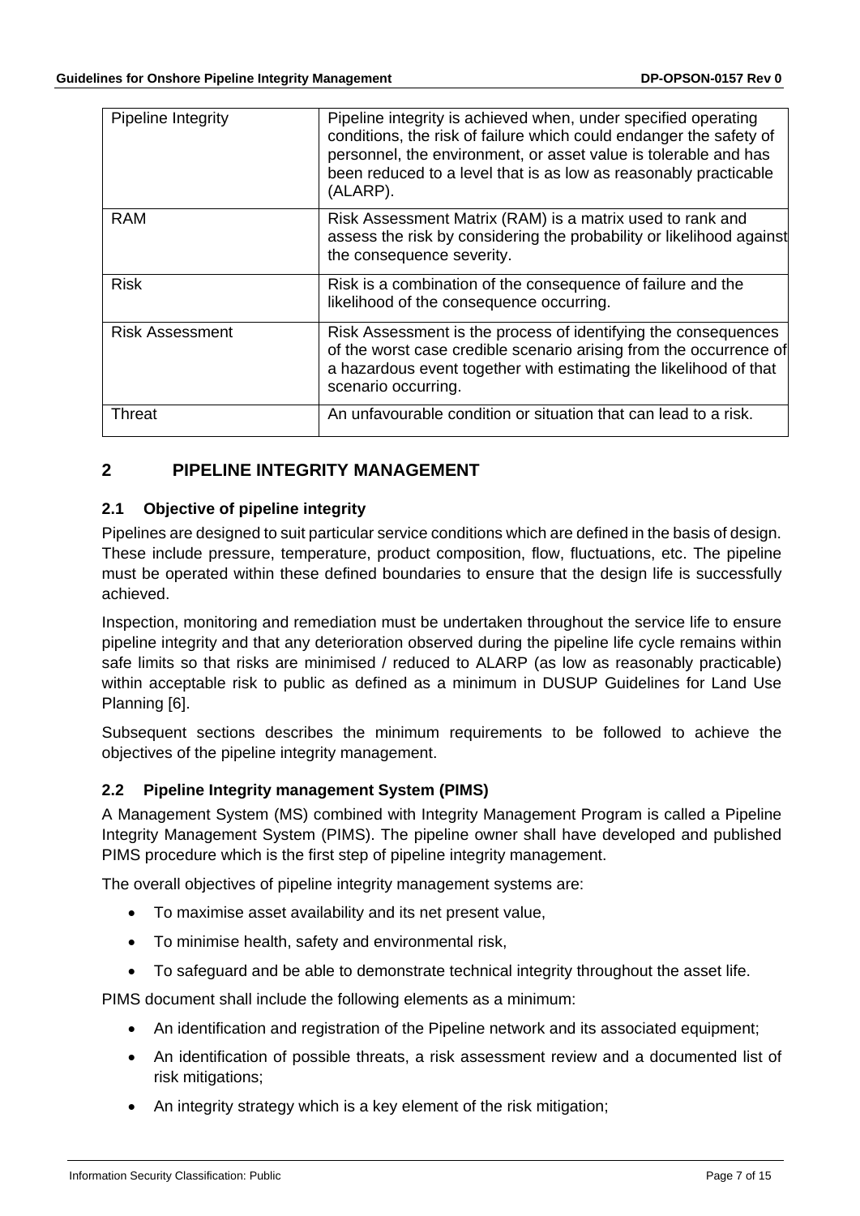| Pipeline Integrity | Pipeline integrity is achieved when, under specified operating conditions, the risk of failure which could endanger the safety of personnel, the environment, or asset value is tolerable and has been reduced to a level that is as low as reasonably practicable (ALARP). |
|---|---|
| RAM | Risk Assessment Matrix (RAM) is a matrix used to rank and assess the risk by considering the probability or likelihood against the consequence severity. |
| Risk | Risk is a combination of the consequence of failure and the likelihood of the consequence occurring. |
| Risk Assessment | Risk Assessment is the process of identifying the consequences of the worst case credible scenario arising from the occurrence of a hazardous event together with estimating the likelihood of that scenario occurring. |
| Threat | An unfavourable condition or situation that can lead to a risk. |

## 2 PIPELINE INTEGRITY MANAGEMENT

### 2.1 Objective of pipeline integrity

Pipelines are designed to suit particular service conditions which are defined in the basis of design. These include pressure, temperature, product composition, flow, fluctuations, etc. The pipeline must be operated within these defined boundaries to ensure that the design life is successfully achieved.

Inspection, monitoring and remediation must be undertaken throughout the service life to ensure pipeline integrity and that any deterioration observed during the pipeline life cycle remains within safe limits so that risks are minimised / reduced to ALARP (as low as reasonably practicable) within acceptable risk to public as defined as a minimum in DUSUP Guidelines for Land Use Planning [6].

Subsequent sections describes the minimum requirements to be followed to achieve the objectives of the pipeline integrity management.

### 2.2 Pipeline Integrity management System (PIMS)

A Management System (MS) combined with Integrity Management Program is called a Pipeline Integrity Management System (PIMS). The pipeline owner shall have developed and published PIMS procedure which is the first step of pipeline integrity management.

The overall objectives of pipeline integrity management systems are:

- To maximise asset availability and its net present value,
- To minimise health, safety and environmental risk,
- To safeguard and be able to demonstrate technical integrity throughout the asset life.

PIMS document shall include the following elements as a minimum:

- An identification and registration of the Pipeline network and its associated equipment;
- An identification of possible threats, a risk assessment review and a documented list of risk mitigations;
- An integrity strategy which is a key element of the risk mitigation;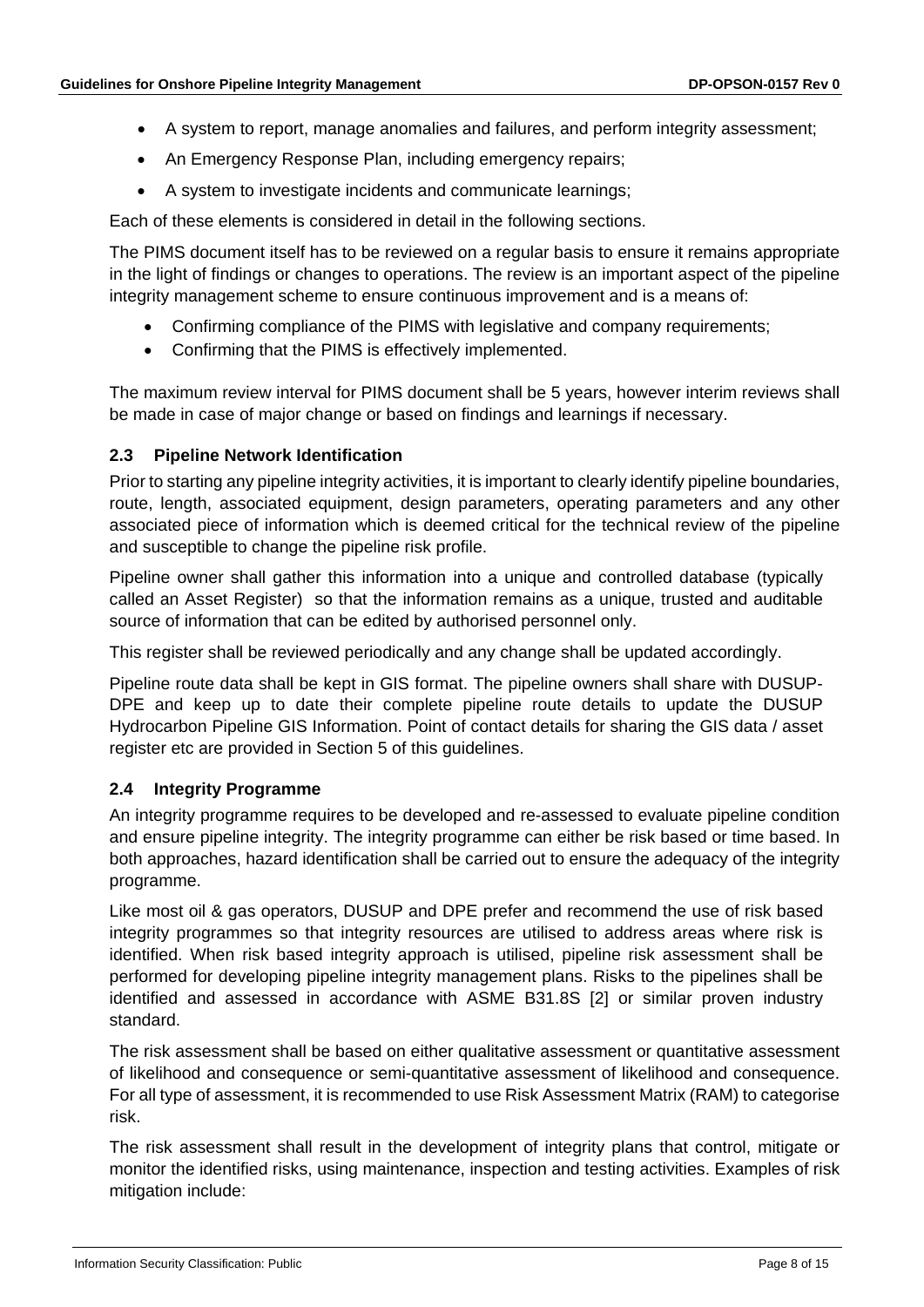- A system to report, manage anomalies and failures, and perform integrity assessment;
- An Emergency Response Plan, including emergency repairs;
- A system to investigate incidents and communicate learnings;

Each of these elements is considered in detail in the following sections.

The PIMS document itself has to be reviewed on a regular basis to ensure it remains appropriate in the light of findings or changes to operations. The review is an important aspect of the pipeline integrity management scheme to ensure continuous improvement and is a means of:

- Confirming compliance of the PIMS with legislative and company requirements;
- Confirming that the PIMS is effectively implemented.

The maximum review interval for PIMS document shall be 5 years, however interim reviews shall be made in case of major change or based on findings and learnings if necessary.

### 2.3 Pipeline Network Identification

Prior to starting any pipeline integrity activities, it is important to clearly identify pipeline boundaries, route, length, associated equipment, design parameters, operating parameters and any other associated piece of information which is deemed critical for the technical review of the pipeline and susceptible to change the pipeline risk profile.

Pipeline owner shall gather this information into a unique and controlled database (typically called an Asset Register) so that the information remains as a unique, trusted and auditable source of information that can be edited by authorised personnel only.

This register shall be reviewed periodically and any change shall be updated accordingly.

Pipeline route data shall be kept in GIS format. The pipeline owners shall share with DUSUP-DPE and keep up to date their complete pipeline route details to update the DUSUP Hydrocarbon Pipeline GIS Information. Point of contact details for sharing the GIS data / asset register etc are provided in Section 5 of this guidelines.

### 2.4 Integrity Programme

An integrity programme requires to be developed and re-assessed to evaluate pipeline condition and ensure pipeline integrity. The integrity programme can either be risk based or time based. In both approaches, hazard identification shall be carried out to ensure the adequacy of the integrity programme.

Like most oil & gas operators, DUSUP and DPE prefer and recommend the use of risk based integrity programmes so that integrity resources are utilised to address areas where risk is identified. When risk based integrity approach is utilised, pipeline risk assessment shall be performed for developing pipeline integrity management plans. Risks to the pipelines shall be identified and assessed in accordance with ASME B31.8S [2] or similar proven industry standard.

The risk assessment shall be based on either qualitative assessment or quantitative assessment of likelihood and consequence or semi-quantitative assessment of likelihood and consequence. For all type of assessment, it is recommended to use Risk Assessment Matrix (RAM) to categorise risk.

The risk assessment shall result in the development of integrity plans that control, mitigate or monitor the identified risks, using maintenance, inspection and testing activities. Examples of risk mitigation include: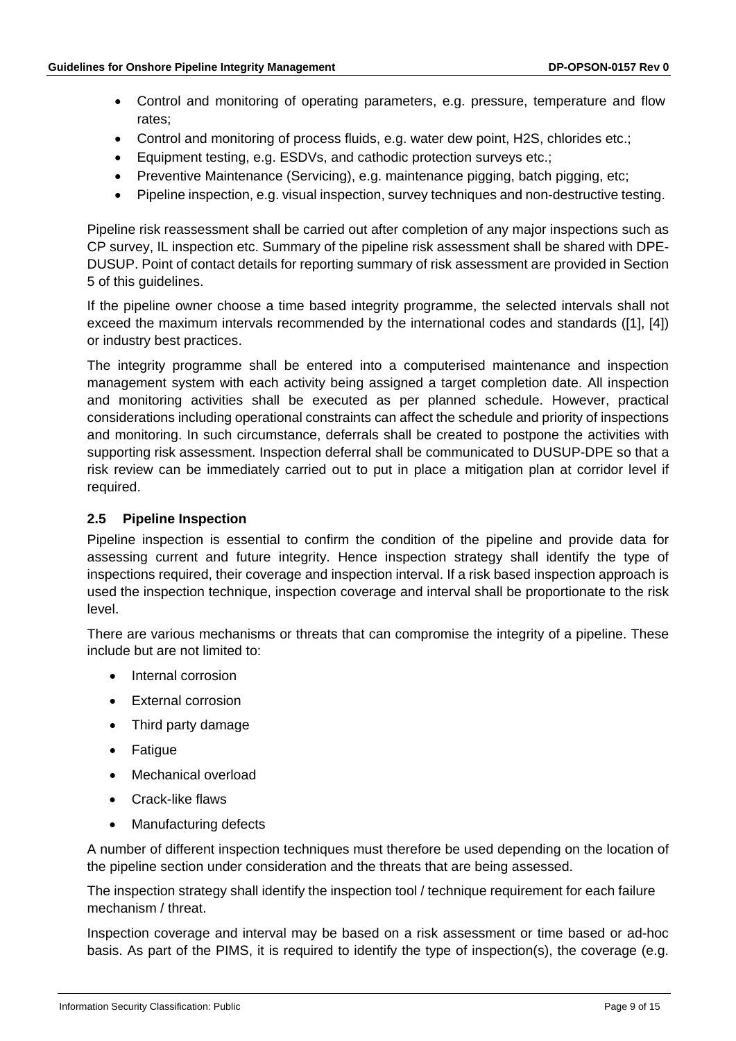- Control and monitoring of operating parameters, e.g. pressure, temperature and flow rates;
- Control and monitoring of process fluids, e.g. water dew point, H2S, chlorides etc.;
- Equipment testing, e.g. ESDVs, and cathodic protection surveys etc.;
- Preventive Maintenance (Servicing), e.g. maintenance pigging, batch pigging, etc;
- Pipeline inspection, e.g. visual inspection, survey techniques and non-destructive testing.

Pipeline risk reassessment shall be carried out after completion of any major inspections such as CP survey, IL inspection etc. Summary of the pipeline risk assessment shall be shared with DPE-DUSUP. Point of contact details for reporting summary of risk assessment are provided in Section 5 of this guidelines.

If the pipeline owner choose a time based integrity programme, the selected intervals shall not exceed the maximum intervals recommended by the international codes and standards ([1], [4]) or industry best practices.

The integrity programme shall be entered into a computerised maintenance and inspection management system with each activity being assigned a target completion date. All inspection and monitoring activities shall be executed as per planned schedule. However, practical considerations including operational constraints can affect the schedule and priority of inspections and monitoring. In such circumstance, deferrals shall be created to postpone the activities with supporting risk assessment. Inspection deferral shall be communicated to DUSUP-DPE so that a risk review can be immediately carried out to put in place a mitigation plan at corridor level if required.

## 2.5 Pipeline Inspection

Pipeline inspection is essential to confirm the condition of the pipeline and provide data for assessing current and future integrity. Hence inspection strategy shall identify the type of inspections required, their coverage and inspection interval. If a risk based inspection approach is used the inspection technique, inspection coverage and interval shall be proportionate to the risk level.

There are various mechanisms or threats that can compromise the integrity of a pipeline. These include but are not limited to:

- Internal corrosion
- External corrosion
- Third party damage
- Fatigue
- Mechanical overload
- Crack-like flaws
- Manufacturing defects

A number of different inspection techniques must therefore be used depending on the location of the pipeline section under consideration and the threats that are being assessed.

The inspection strategy shall identify the inspection tool / technique requirement for each failure mechanism / threat.

Inspection coverage and interval may be based on a risk assessment or time based or ad-hoc basis. As part of the PIMS, it is required to identify the type of inspection(s), the coverage (e.g.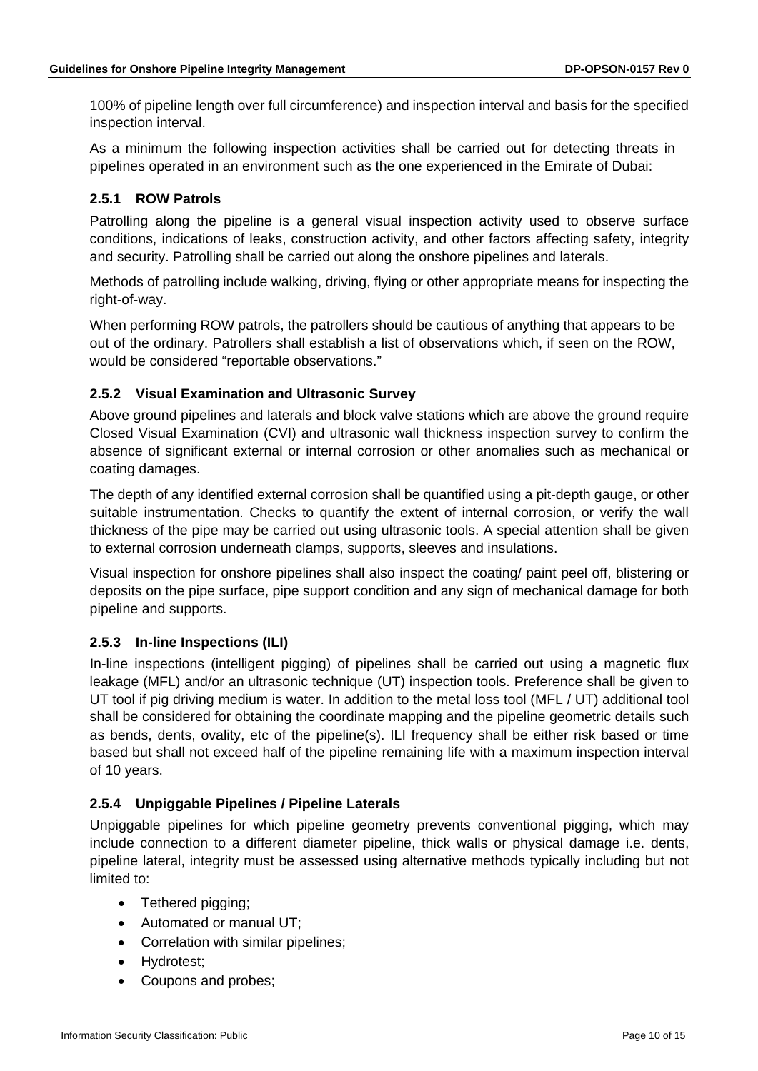100% of pipeline length over full circumference) and inspection interval and basis for the specified inspection interval.

As a minimum the following inspection activities shall be carried out for detecting threats in pipelines operated in an environment such as the one experienced in the Emirate of Dubai:

### 2.5.1 ROW Patrols

Patrolling along the pipeline is a general visual inspection activity used to observe surface conditions, indications of leaks, construction activity, and other factors affecting safety, integrity and security. Patrolling shall be carried out along the onshore pipelines and laterals.

Methods of patrolling include walking, driving, flying or other appropriate means for inspecting the right-of-way.

When performing ROW patrols, the patrollers should be cautious of anything that appears to be out of the ordinary. Patrollers shall establish a list of observations which, if seen on the ROW, would be considered "reportable observations."

### 2.5.2 Visual Examination and Ultrasonic Survey

Above ground pipelines and laterals and block valve stations which are above the ground require Closed Visual Examination (CVI) and ultrasonic wall thickness inspection survey to confirm the absence of significant external or internal corrosion or other anomalies such as mechanical or coating damages.

The depth of any identified external corrosion shall be quantified using a pit-depth gauge, or other suitable instrumentation. Checks to quantify the extent of internal corrosion, or verify the wall thickness of the pipe may be carried out using ultrasonic tools. A special attention shall be given to external corrosion underneath clamps, supports, sleeves and insulations.

Visual inspection for onshore pipelines shall also inspect the coating/ paint peel off, blistering or deposits on the pipe surface, pipe support condition and any sign of mechanical damage for both pipeline and supports.

### 2.5.3 In-line Inspections (ILI)

In-line inspections (intelligent pigging) of pipelines shall be carried out using a magnetic flux leakage (MFL) and/or an ultrasonic technique (UT) inspection tools. Preference shall be given to UT tool if pig driving medium is water. In addition to the metal loss tool (MFL / UT) additional tool shall be considered for obtaining the coordinate mapping and the pipeline geometric details such as bends, dents, ovality, etc of the pipeline(s). ILI frequency shall be either risk based or time based but shall not exceed half of the pipeline remaining life with a maximum inspection interval of 10 years.

### 2.5.4 Unpiggable Pipelines / Pipeline Laterals

Unpiggable pipelines for which pipeline geometry prevents conventional pigging, which may include connection to a different diameter pipeline, thick walls or physical damage i.e. dents, pipeline lateral, integrity must be assessed using alternative methods typically including but not limited to:

- Tethered pigging;
- Automated or manual UT;
- Correlation with similar pipelines;
- Hydrotest;
- Coupons and probes;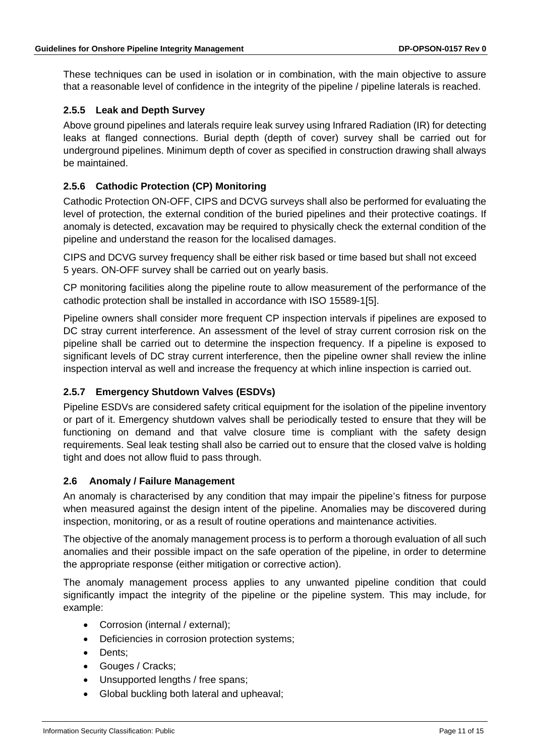These techniques can be used in isolation or in combination, with the main objective to assure that a reasonable level of confidence in the integrity of the pipeline / pipeline laterals is reached.

### 2.5.5 Leak and Depth Survey

Above ground pipelines and laterals require leak survey using Infrared Radiation (IR) for detecting leaks at flanged connections. Burial depth (depth of cover) survey shall be carried out for underground pipelines. Minimum depth of cover as specified in construction drawing shall always be maintained.

### 2.5.6 Cathodic Protection (CP) Monitoring

Cathodic Protection ON-OFF, CIPS and DCVG surveys shall also be performed for evaluating the level of protection, the external condition of the buried pipelines and their protective coatings. If anomaly is detected, excavation may be required to physically check the external condition of the pipeline and understand the reason for the localised damages.

CIPS and DCVG survey frequency shall be either risk based or time based but shall not exceed 5 years. ON-OFF survey shall be carried out on yearly basis.

CP monitoring facilities along the pipeline route to allow measurement of the performance of the cathodic protection shall be installed in accordance with ISO 15589-1[5].

Pipeline owners shall consider more frequent CP inspection intervals if pipelines are exposed to DC stray current interference. An assessment of the level of stray current corrosion risk on the pipeline shall be carried out to determine the inspection frequency. If a pipeline is exposed to significant levels of DC stray current interference, then the pipeline owner shall review the inline inspection interval as well and increase the frequency at which inline inspection is carried out.

### 2.5.7 Emergency Shutdown Valves (ESDVs)

Pipeline ESDVs are considered safety critical equipment for the isolation of the pipeline inventory or part of it. Emergency shutdown valves shall be periodically tested to ensure that they will be functioning on demand and that valve closure time is compliant with the safety design requirements. Seal leak testing shall also be carried out to ensure that the closed valve is holding tight and does not allow fluid to pass through.

## 2.6 Anomaly / Failure Management

An anomaly is characterised by any condition that may impair the pipeline's fitness for purpose when measured against the design intent of the pipeline. Anomalies may be discovered during inspection, monitoring, or as a result of routine operations and maintenance activities.

The objective of the anomaly management process is to perform a thorough evaluation of all such anomalies and their possible impact on the safe operation of the pipeline, in order to determine the appropriate response (either mitigation or corrective action).

The anomaly management process applies to any unwanted pipeline condition that could significantly impact the integrity of the pipeline or the pipeline system. This may include, for example:

- Corrosion (internal / external);
- Deficiencies in corrosion protection systems;
- Dents;
- Gouges / Cracks;
- Unsupported lengths / free spans;
- Global buckling both lateral and upheaval;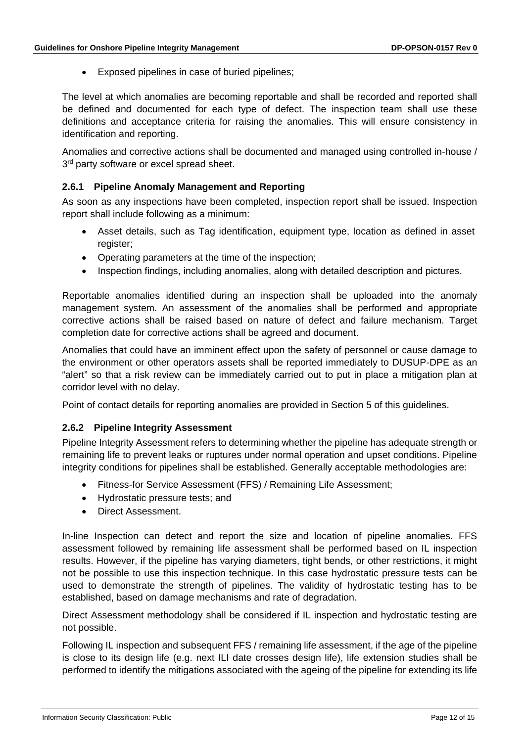- Exposed pipelines in case of buried pipelines;

The level at which anomalies are becoming reportable and shall be recorded and reported shall be defined and documented for each type of defect. The inspection team shall use these definitions and acceptance criteria for raising the anomalies. This will ensure consistency in identification and reporting.

Anomalies and corrective actions shall be documented and managed using controlled in-house / 3rd party software or excel spread sheet.

### 2.6.1 Pipeline Anomaly Management and Reporting

As soon as any inspections have been completed, inspection report shall be issued. Inspection report shall include following as a minimum:

- Asset details, such as Tag identification, equipment type, location as defined in asset register;
- Operating parameters at the time of the inspection;
- Inspection findings, including anomalies, along with detailed description and pictures.

Reportable anomalies identified during an inspection shall be uploaded into the anomaly management system. An assessment of the anomalies shall be performed and appropriate corrective actions shall be raised based on nature of defect and failure mechanism. Target completion date for corrective actions shall be agreed and document.

Anomalies that could have an imminent effect upon the safety of personnel or cause damage to the environment or other operators assets shall be reported immediately to DUSUP-DPE as an "alert" so that a risk review can be immediately carried out to put in place a mitigation plan at corridor level with no delay.

Point of contact details for reporting anomalies are provided in Section 5 of this guidelines.

### 2.6.2 Pipeline Integrity Assessment

Pipeline Integrity Assessment refers to determining whether the pipeline has adequate strength or remaining life to prevent leaks or ruptures under normal operation and upset conditions. Pipeline integrity conditions for pipelines shall be established. Generally acceptable methodologies are:

- Fitness-for Service Assessment (FFS) / Remaining Life Assessment;
- Hydrostatic pressure tests; and
- Direct Assessment.

In-line Inspection can detect and report the size and location of pipeline anomalies. FFS assessment followed by remaining life assessment shall be performed based on IL inspection results. However, if the pipeline has varying diameters, tight bends, or other restrictions, it might not be possible to use this inspection technique. In this case hydrostatic pressure tests can be used to demonstrate the strength of pipelines. The validity of hydrostatic testing has to be established, based on damage mechanisms and rate of degradation.

Direct Assessment methodology shall be considered if IL inspection and hydrostatic testing are not possible.

Following IL inspection and subsequent FFS / remaining life assessment, if the age of the pipeline is close to its design life (e.g. next ILI date crosses design life), life extension studies shall be performed to identify the mitigations associated with the ageing of the pipeline for extending its life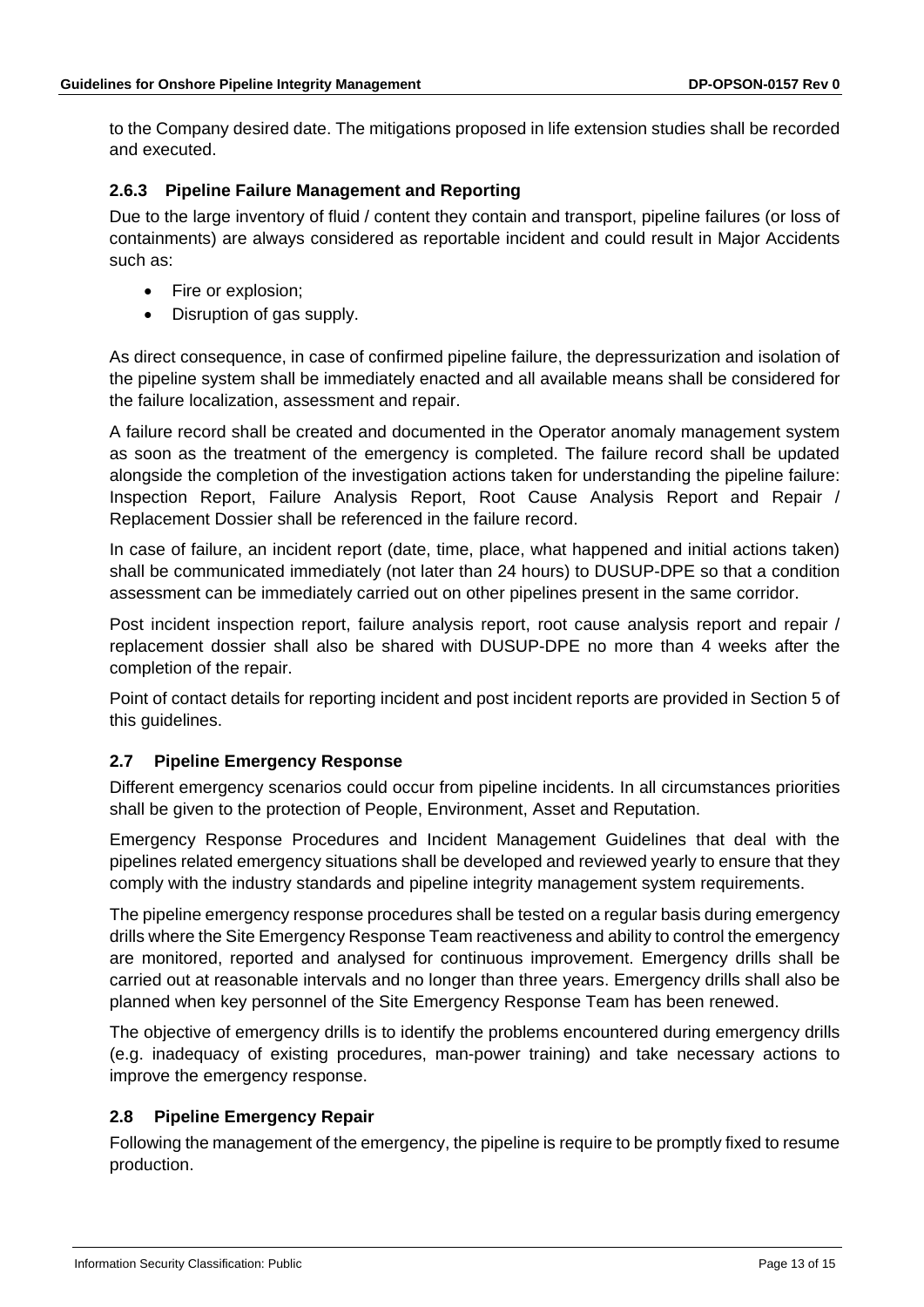to the Company desired date. The mitigations proposed in life extension studies shall be recorded and executed.

### 2.6.3 Pipeline Failure Management and Reporting

Due to the large inventory of fluid / content they contain and transport, pipeline failures (or loss of containments) are always considered as reportable incident and could result in Major Accidents such as:

- Fire or explosion;
- Disruption of gas supply.

As direct consequence, in case of confirmed pipeline failure, the depressurization and isolation of the pipeline system shall be immediately enacted and all available means shall be considered for the failure localization, assessment and repair.

A failure record shall be created and documented in the Operator anomaly management system as soon as the treatment of the emergency is completed. The failure record shall be updated alongside the completion of the investigation actions taken for understanding the pipeline failure: Inspection Report, Failure Analysis Report, Root Cause Analysis Report and Repair / Replacement Dossier shall be referenced in the failure record.

In case of failure, an incident report (date, time, place, what happened and initial actions taken) shall be communicated immediately (not later than 24 hours) to DUSUP-DPE so that a condition assessment can be immediately carried out on other pipelines present in the same corridor.

Post incident inspection report, failure analysis report, root cause analysis report and repair / replacement dossier shall also be shared with DUSUP-DPE no more than 4 weeks after the completion of the repair.

Point of contact details for reporting incident and post incident reports are provided in Section 5 of this guidelines.

## 2.7 Pipeline Emergency Response

Different emergency scenarios could occur from pipeline incidents. In all circumstances priorities shall be given to the protection of People, Environment, Asset and Reputation.

Emergency Response Procedures and Incident Management Guidelines that deal with the pipelines related emergency situations shall be developed and reviewed yearly to ensure that they comply with the industry standards and pipeline integrity management system requirements.

The pipeline emergency response procedures shall be tested on a regular basis during emergency drills where the Site Emergency Response Team reactiveness and ability to control the emergency are monitored, reported and analysed for continuous improvement. Emergency drills shall be carried out at reasonable intervals and no longer than three years. Emergency drills shall also be planned when key personnel of the Site Emergency Response Team has been renewed.

The objective of emergency drills is to identify the problems encountered during emergency drills (e.g. inadequacy of existing procedures, man-power training) and take necessary actions to improve the emergency response.

## 2.8 Pipeline Emergency Repair

Following the management of the emergency, the pipeline is require to be promptly fixed to resume production.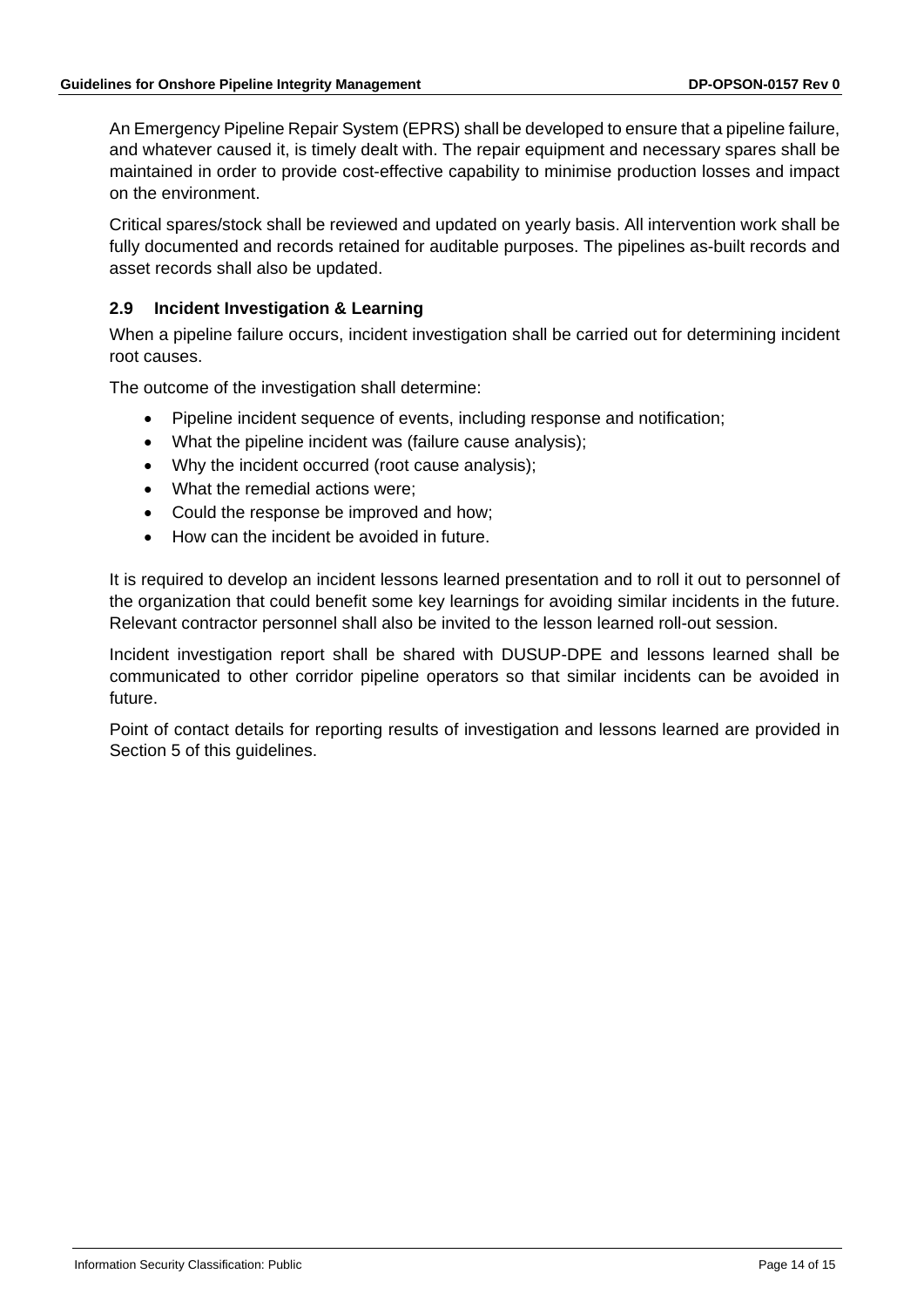An Emergency Pipeline Repair System (EPRS) shall be developed to ensure that a pipeline failure, and whatever caused it, is timely dealt with. The repair equipment and necessary spares shall be maintained in order to provide cost-effective capability to minimise production losses and impact on the environment.

Critical spares/stock shall be reviewed and updated on yearly basis. All intervention work shall be fully documented and records retained for auditable purposes. The pipelines as-built records and asset records shall also be updated.

### 2.9 Incident Investigation & Learning

When a pipeline failure occurs, incident investigation shall be carried out for determining incident root causes.

The outcome of the investigation shall determine:

- Pipeline incident sequence of events, including response and notification;
- What the pipeline incident was (failure cause analysis);
- Why the incident occurred (root cause analysis);
- What the remedial actions were;
- Could the response be improved and how;
- How can the incident be avoided in future.

It is required to develop an incident lessons learned presentation and to roll it out to personnel of the organization that could benefit some key learnings for avoiding similar incidents in the future. Relevant contractor personnel shall also be invited to the lesson learned roll-out session.

Incident investigation report shall be shared with DUSUP-DPE and lessons learned shall be communicated to other corridor pipeline operators so that similar incidents can be avoided in future.

Point of contact details for reporting results of investigation and lessons learned are provided in Section 5 of this guidelines.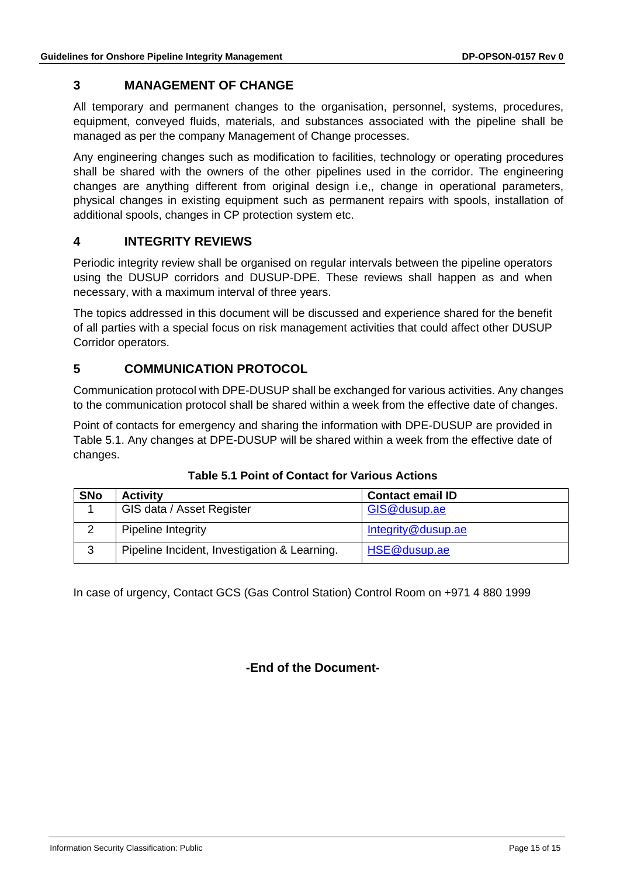## 3 MANAGEMENT OF CHANGE

All temporary and permanent changes to the organisation, personnel, systems, procedures, equipment, conveyed fluids, materials, and substances associated with the pipeline shall be managed as per the company Management of Change processes.

Any engineering changes such as modification to facilities, technology or operating procedures shall be shared with the owners of the other pipelines used in the corridor. The engineering changes are anything different from original design i.e,, change in operational parameters, physical changes in existing equipment such as permanent repairs with spools, installation of additional spools, changes in CP protection system etc.

## 4 INTEGRITY REVIEWS

Periodic integrity review shall be organised on regular intervals between the pipeline operators using the DUSUP corridors and DUSUP-DPE. These reviews shall happen as and when necessary, with a maximum interval of three years.

The topics addressed in this document will be discussed and experience shared for the benefit of all parties with a special focus on risk management activities that could affect other DUSUP Corridor operators.

## 5 COMMUNICATION PROTOCOL

Communication protocol with DPE-DUSUP shall be exchanged for various activities. Any changes to the communication protocol shall be shared within a week from the effective date of changes.

Point of contacts for emergency and sharing the information with DPE-DUSUP are provided in Table 5.1. Any changes at DPE-DUSUP will be shared within a week from the effective date of changes.

**Table 5.1 Point of Contact for Various Actions**

| SNo | Activity | Contact email ID |
|---|---|---|
| 1 | GIS data / Asset Register | GIS@dusup.ae |
| 2 | Pipeline Integrity | Integrity@dusup.ae |
| 3 | Pipeline Incident, Investigation & Learning. | HSE@dusup.ae |

In case of urgency, Contact GCS (Gas Control Station) Control Room on +971 4 880 1999

**-End of the Document-**